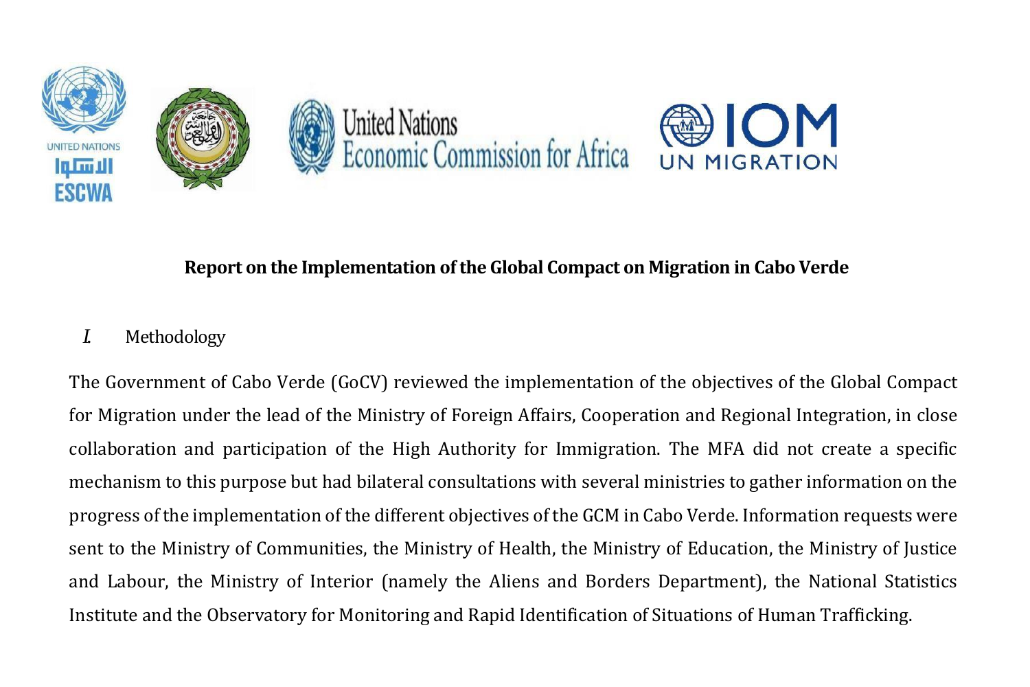**Report on the Implementation of the Global Compact on Migration in Cabo Verde**

## *I.* Methodology

The Government of Cabo Verde (GoCV) reviewed the implementation of the objectives of the Global Compact for Migration under the lead of the Ministry of Foreign Affairs, Cooperation and Regional Integration, in close collaboration and participation of the High Authority for Immigration. The MFA did not create a specific mechanism to this purpose but had bilateral consultations with several ministries to gather information on the progress of the implementation of the different objectives of the GCM in Cabo Verde. Information requests were sent to the Ministry of Communities, the Ministry of Health, the Ministry of Education, the Ministry of Justice and Labour, the Ministry of Interior (namely the Aliens and Borders Department), the National Statistics Institute and the Observatory for Monitoring and Rapid Identification of Situations of Human Trafficking.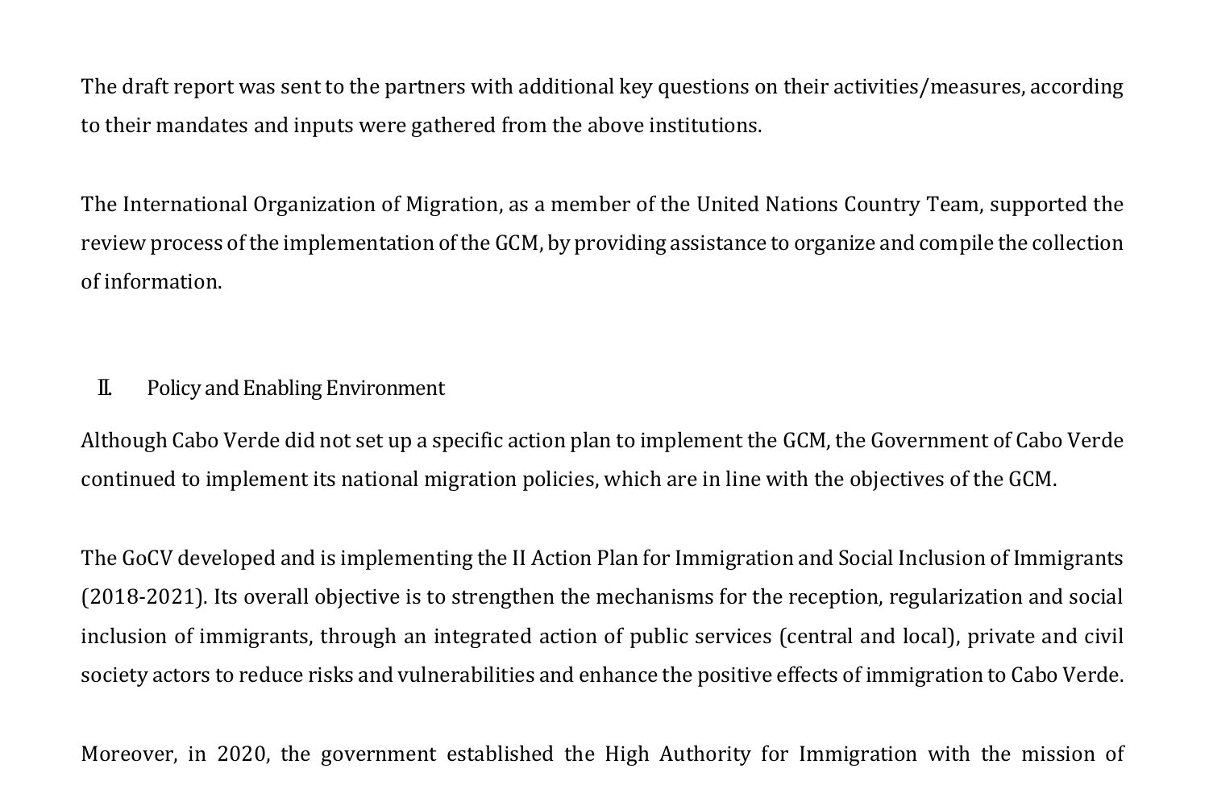The draft report was sent to the partners with additional key questions on their activities/measures, according to their mandates and inputs were gathered from the above institutions.

The International Organization of Migration, as a member of the United Nations Country Team, supported the review process of the implementation of the GCM, by providing assistance to organize and compile the collection of information.

## II. Policy and Enabling Environment

Although Cabo Verde did not set up a specific action plan to implement the GCM, the Government of Cabo Verde continued to implement its national migration policies, which are in line with the objectives of the GCM.

The GoCV developed and is implementing the II Action Plan for Immigration and Social Inclusion of Immigrants (2018-2021). Its overall objective is to strengthen the mechanisms for the reception, regularization and social inclusion of immigrants, through an integrated action of public services (central and local), private and civil society actors to reduce risks and vulnerabilities and enhance the positive effects of immigration to Cabo Verde.

Moreover, in 2020, the government established the High Authority for Immigration with the mission of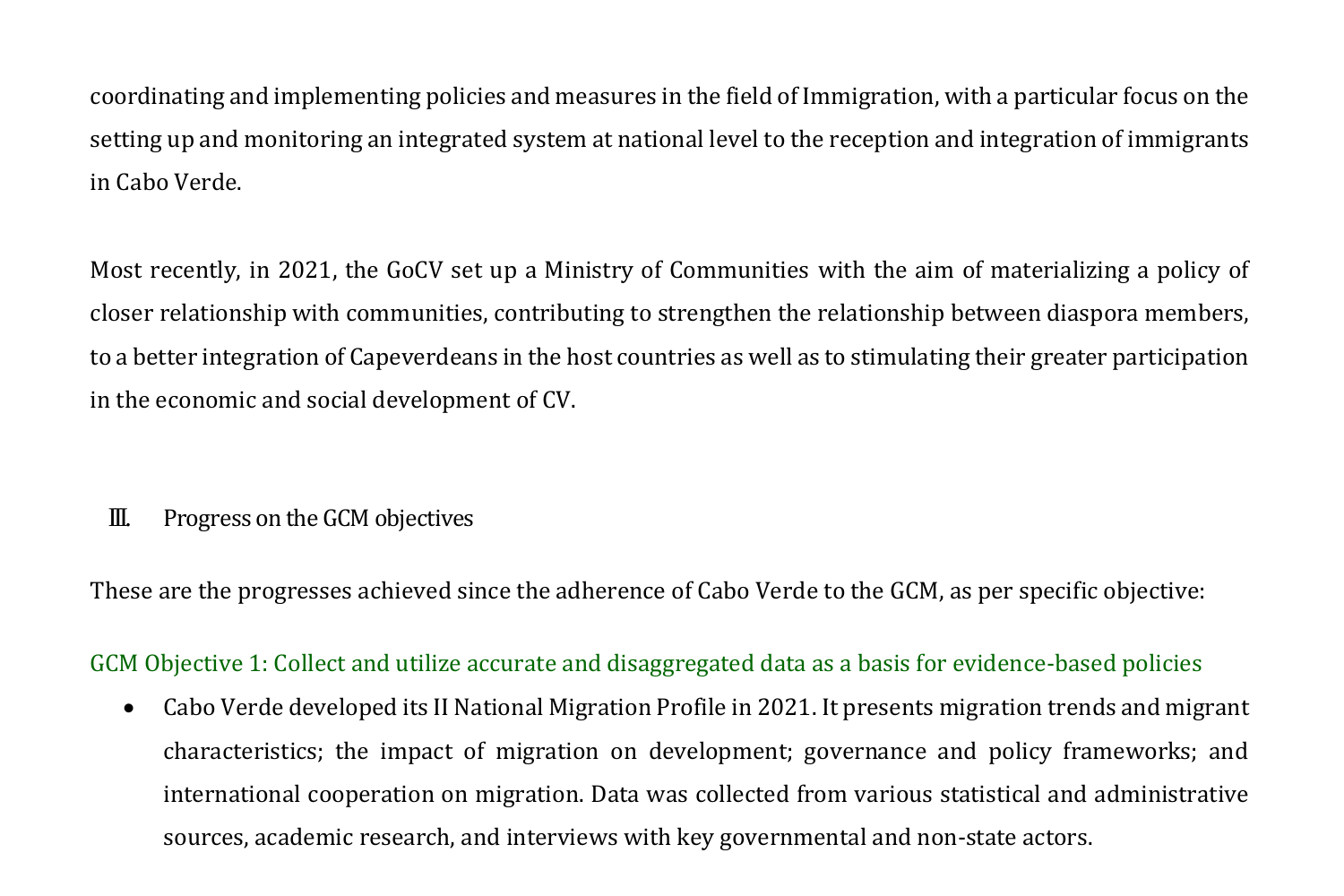coordinating and implementing policies and measures in the field of Immigration, with a particular focus on the setting up and monitoring an integrated system at national level to the reception and integration of immigrants in Cabo Verde.

Most recently, in 2021, the GoCV set up a Ministry of Communities with the aim of materializing a policy of closer relationship with communities, contributing to strengthen the relationship between diaspora members, to a better integration of Capeverdeans in the host countries as well as to stimulating their greater participation in the economic and social development of CV.

## III. Progress on the GCM objectives

These are the progresses achieved since the adherence of Cabo Verde to the GCM, as per specific objective:

### GCM Objective 1: Collect and utilize accurate and disaggregated data as a basis for evidence-based policies

- Cabo Verde developed its II National Migration Profile in 2021. It presents migration trends and migrant characteristics; the impact of migration on development; governance and policy frameworks; and international cooperation on migration. Data was collected from various statistical and administrative sources, academic research, and interviews with key governmental and non-state actors.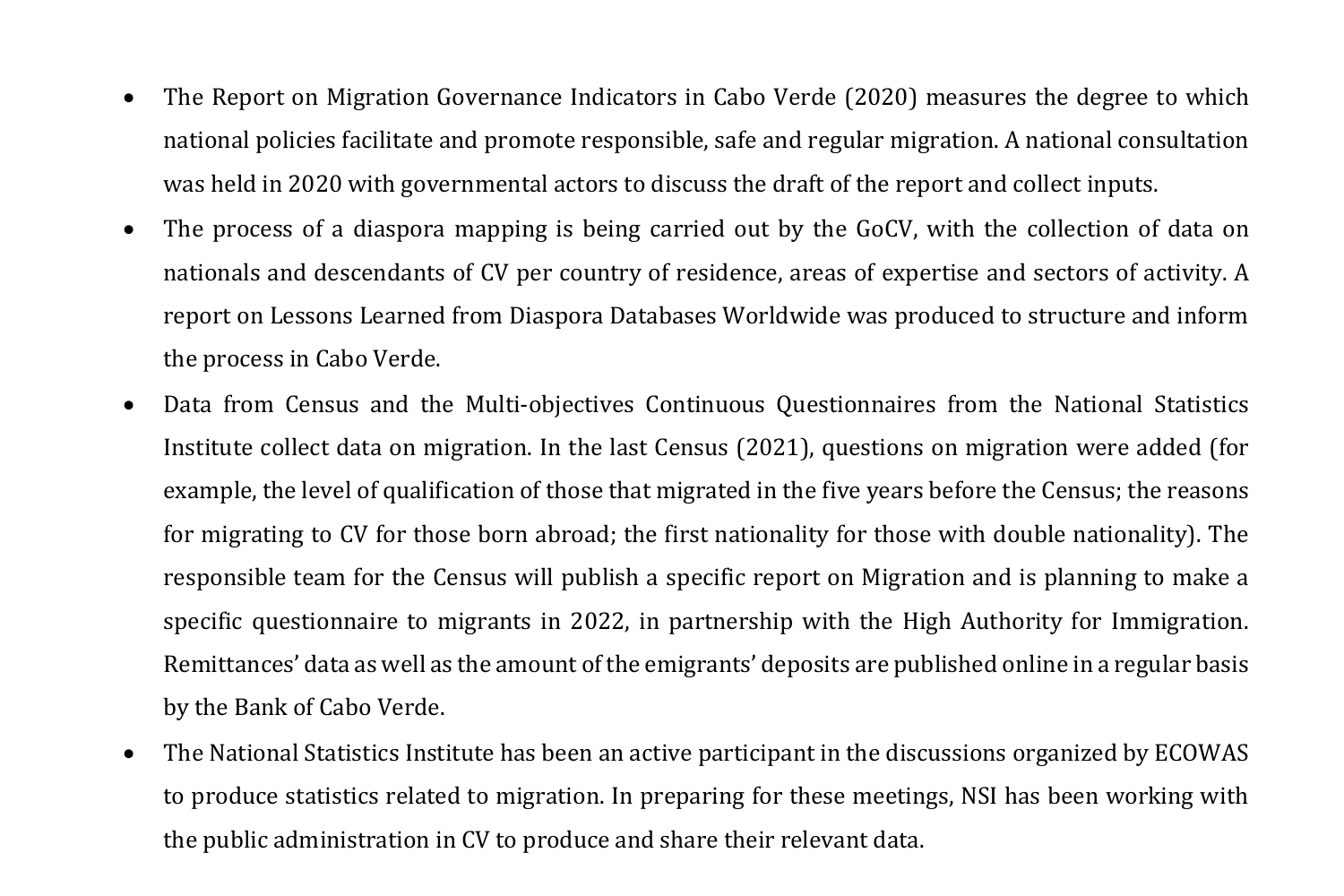- The Report on Migration Governance Indicators in Cabo Verde (2020) measures the degree to which national policies facilitate and promote responsible, safe and regular migration. A national consultation was held in 2020 with governmental actors to discuss the draft of the report and collect inputs.
- The process of a diaspora mapping is being carried out by the GoCV, with the collection of data on nationals and descendants of CV per country of residence, areas of expertise and sectors of activity. A report on Lessons Learned from Diaspora Databases Worldwide was produced to structure and inform the process in Cabo Verde.
- Data from Census and the Multi-objectives Continuous Questionnaires from the National Statistics Institute collect data on migration. In the last Census (2021), questions on migration were added (for example, the level of qualification of those that migrated in the five years before the Census; the reasons for migrating to CV for those born abroad; the first nationality for those with double nationality). The responsible team for the Census will publish a specific report on Migration and is planning to make a specific questionnaire to migrants in 2022, in partnership with the High Authority for Immigration. Remittances' data as well as the amount of the emigrants' deposits are published online in a regular basis by the Bank of Cabo Verde.
- The National Statistics Institute has been an active participant in the discussions organized by ECOWAS to produce statistics related to migration. In preparing for these meetings, NSI has been working with the public administration in CV to produce and share their relevant data.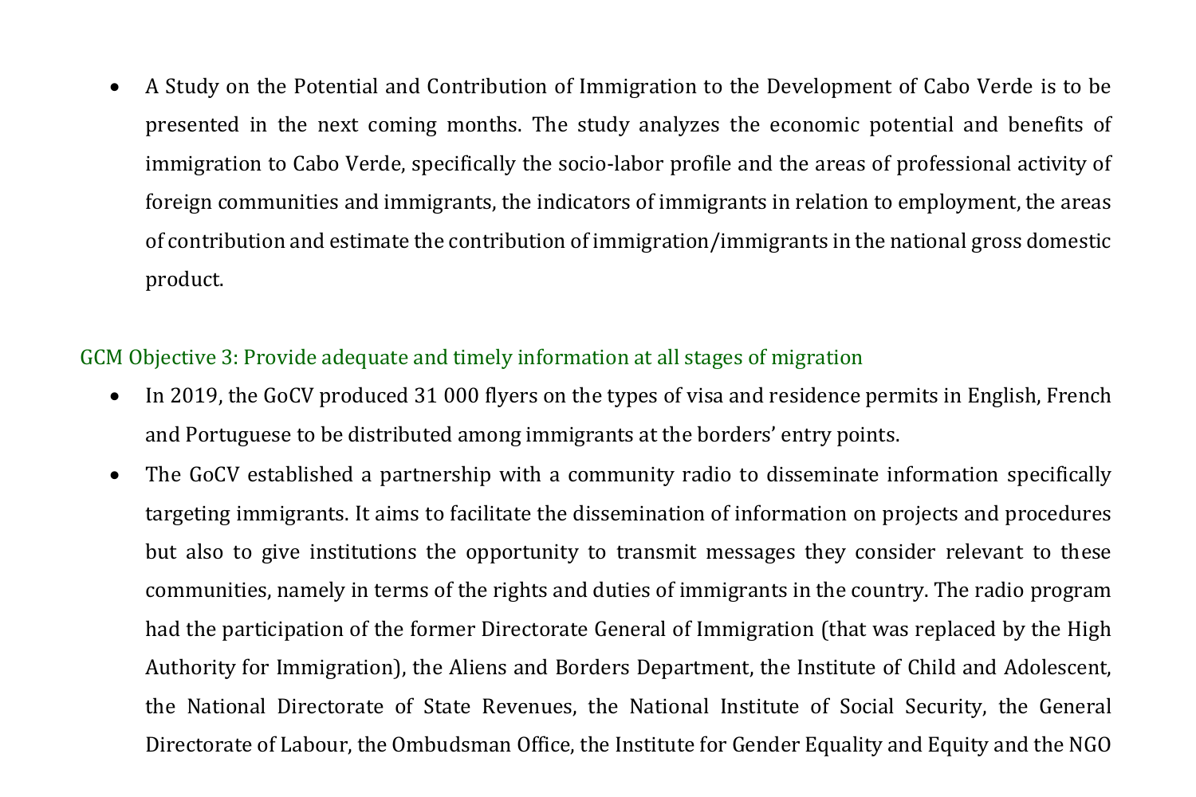- A Study on the Potential and Contribution of Immigration to the Development of Cabo Verde is to be presented in the next coming months. The study analyzes the economic potential and benefits of immigration to Cabo Verde, specifically the socio-labor profile and the areas of professional activity of foreign communities and immigrants, the indicators of immigrants in relation to employment, the areas of contribution and estimate the contribution of immigration/immigrants in the national gross domestic product.

### GCM Objective 3: Provide adequate and timely information at all stages of migration

- In 2019, the GoCV produced 31 000 flyers on the types of visa and residence permits in English, French and Portuguese to be distributed among immigrants at the borders' entry points.
- The GoCV established a partnership with a community radio to disseminate information specifically targeting immigrants. It aims to facilitate the dissemination of information on projects and procedures but also to give institutions the opportunity to transmit messages they consider relevant to these communities, namely in terms of the rights and duties of immigrants in the country. The radio program had the participation of the former Directorate General of Immigration (that was replaced by the High Authority for Immigration), the Aliens and Borders Department, the Institute of Child and Adolescent, the National Directorate of State Revenues, the National Institute of Social Security, the General Directorate of Labour, the Ombudsman Office, the Institute for Gender Equality and Equity and the NGO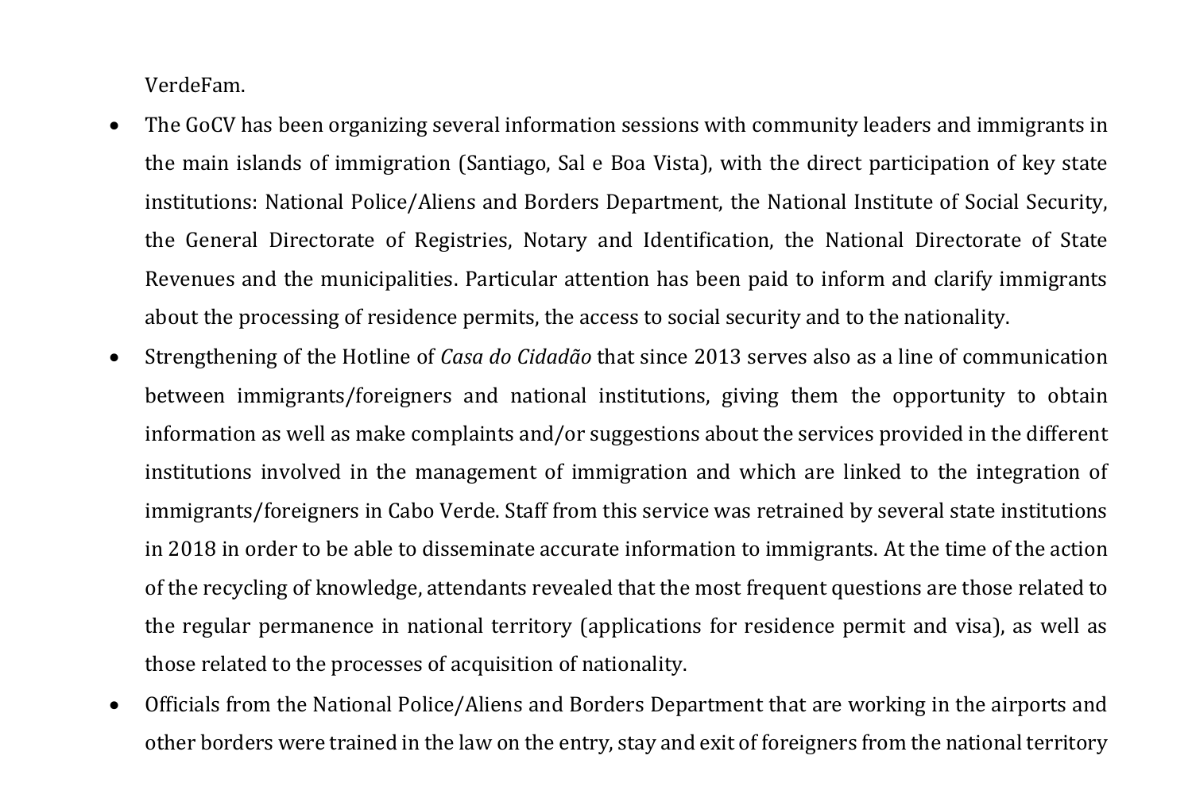VerdeFam.

- The GoCV has been organizing several information sessions with community leaders and immigrants in the main islands of immigration (Santiago, Sal e Boa Vista), with the direct participation of key state institutions: National Police/Aliens and Borders Department, the National Institute of Social Security, the General Directorate of Registries, Notary and Identification, the National Directorate of State Revenues and the municipalities. Particular attention has been paid to inform and clarify immigrants about the processing of residence permits, the access to social security and to the nationality.
- Strengthening of the Hotline of *Casa do Cidadão* that since 2013 serves also as a line of communication between immigrants/foreigners and national institutions, giving them the opportunity to obtain information as well as make complaints and/or suggestions about the services provided in the different institutions involved in the management of immigration and which are linked to the integration of immigrants/foreigners in Cabo Verde. Staff from this service was retrained by several state institutions in 2018 in order to be able to disseminate accurate information to immigrants. At the time of the action of the recycling of knowledge, attendants revealed that the most frequent questions are those related to the regular permanence in national territory (applications for residence permit and visa), as well as those related to the processes of acquisition of nationality.
- Officials from the National Police/Aliens and Borders Department that are working in the airports and other borders were trained in the law on the entry, stay and exit of foreigners from the national territory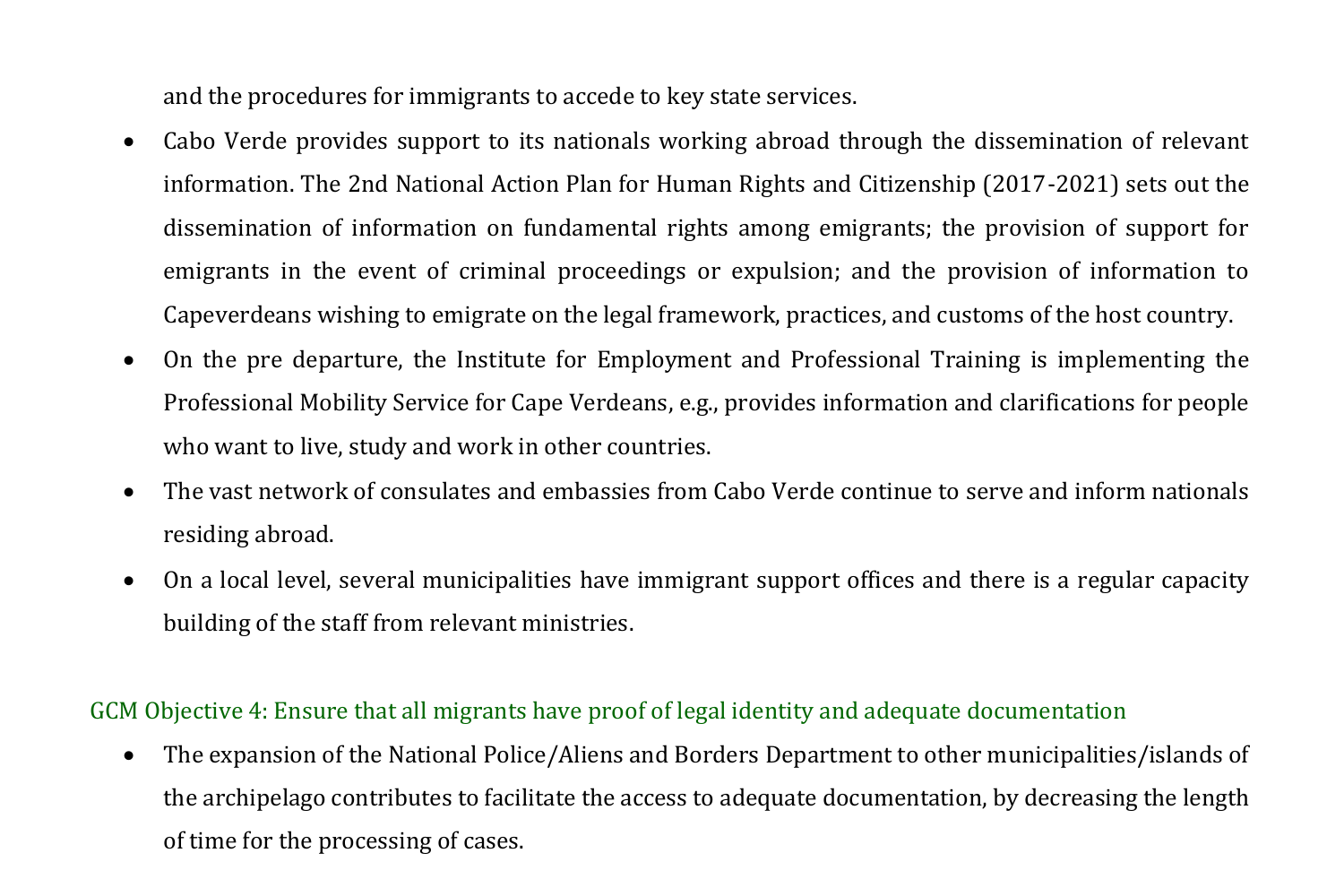and the procedures for immigrants to accede to key state services.

- Cabo Verde provides support to its nationals working abroad through the dissemination of relevant information. The 2nd National Action Plan for Human Rights and Citizenship (2017-2021) sets out the dissemination of information on fundamental rights among emigrants; the provision of support for emigrants in the event of criminal proceedings or expulsion; and the provision of information to Capeverdeans wishing to emigrate on the legal framework, practices, and customs of the host country.
- On the pre departure, the Institute for Employment and Professional Training is implementing the Professional Mobility Service for Cape Verdeans, e.g., provides information and clarifications for people who want to live, study and work in other countries.
- The vast network of consulates and embassies from Cabo Verde continue to serve and inform nationals residing abroad.
- On a local level, several municipalities have immigrant support offices and there is a regular capacity building of the staff from relevant ministries.

## GCM Objective 4: Ensure that all migrants have proof of legal identity and adequate documentation

- The expansion of the National Police/Aliens and Borders Department to other municipalities/islands of the archipelago contributes to facilitate the access to adequate documentation, by decreasing the length of time for the processing of cases.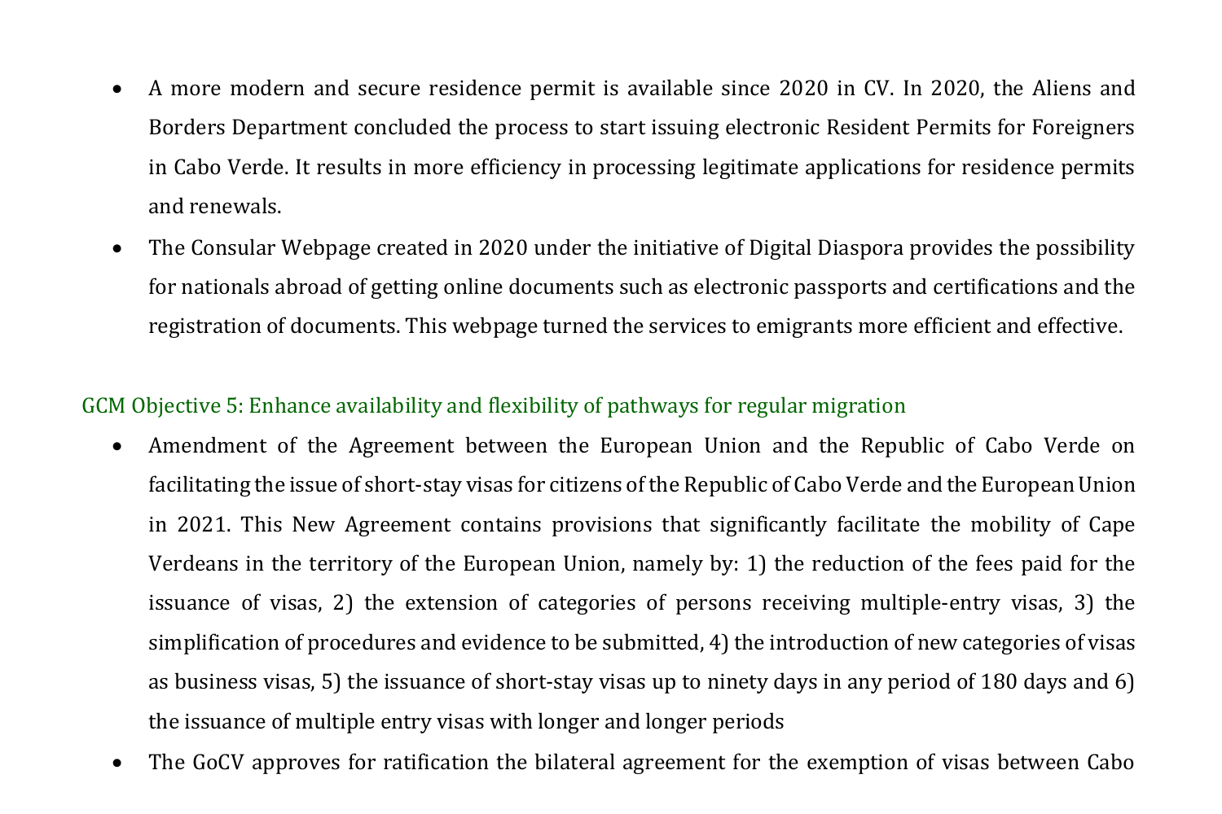- A more modern and secure residence permit is available since 2020 in CV. In 2020, the Aliens and Borders Department concluded the process to start issuing electronic Resident Permits for Foreigners in Cabo Verde. It results in more efficiency in processing legitimate applications for residence permits and renewals.
- The Consular Webpage created in 2020 under the initiative of Digital Diaspora provides the possibility for nationals abroad of getting online documents such as electronic passports and certifications and the registration of documents. This webpage turned the services to emigrants more efficient and effective.

### GCM Objective 5: Enhance availability and flexibility of pathways for regular migration

- Amendment of the Agreement between the European Union and the Republic of Cabo Verde on facilitating the issue of short-stay visas for citizens of the Republic of Cabo Verde and the European Union in 2021. This New Agreement contains provisions that significantly facilitate the mobility of Cape Verdeans in the territory of the European Union, namely by: 1) the reduction of the fees paid for the issuance of visas, 2) the extension of categories of persons receiving multiple-entry visas, 3) the simplification of procedures and evidence to be submitted, 4) the introduction of new categories of visas as business visas, 5) the issuance of short-stay visas up to ninety days in any period of 180 days and 6) the issuance of multiple entry visas with longer and longer periods
- The GoCV approves for ratification the bilateral agreement for the exemption of visas between Cabo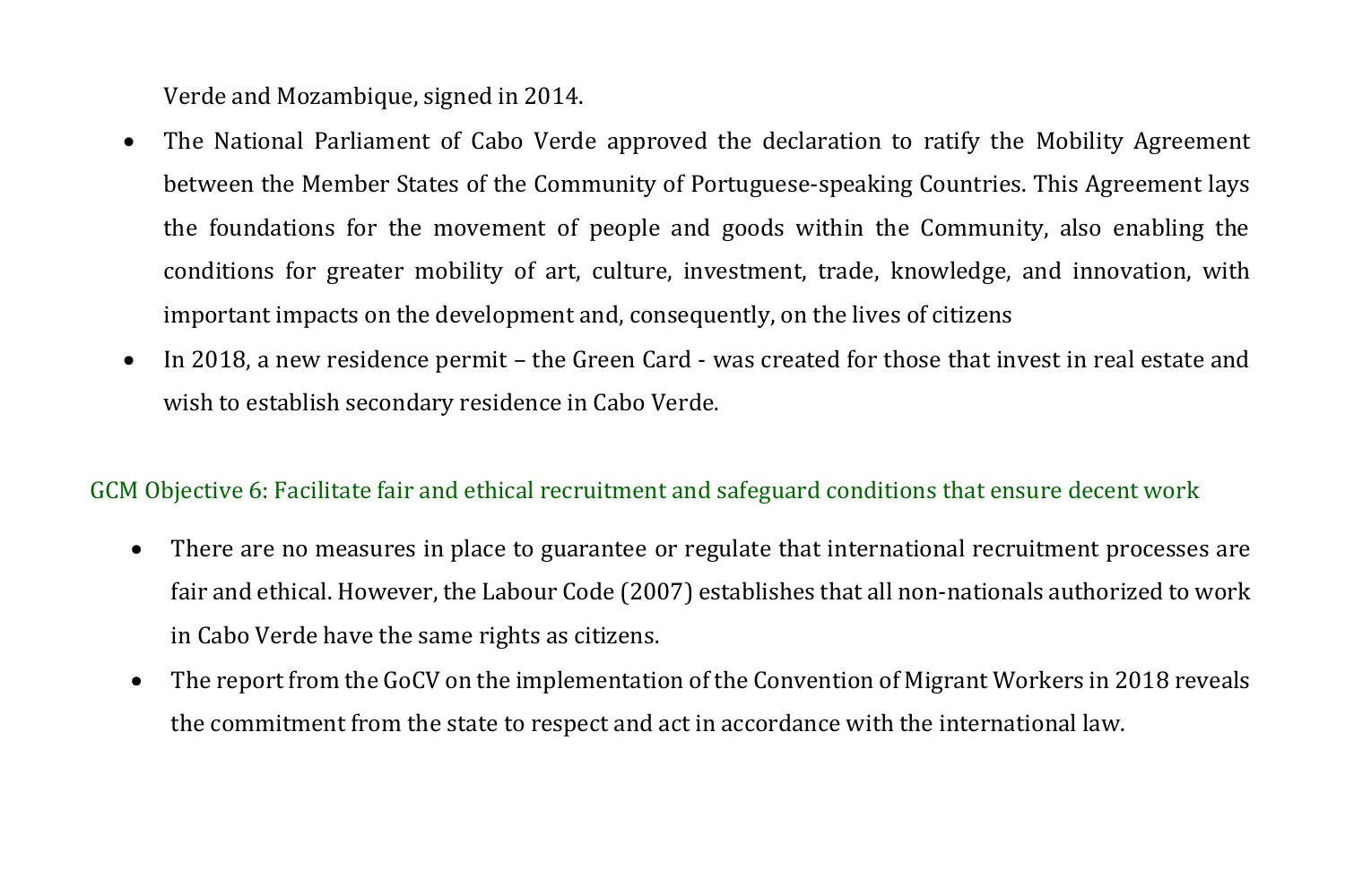Verde and Mozambique, signed in 2014.

- The National Parliament of Cabo Verde approved the declaration to ratify the Mobility Agreement between the Member States of the Community of Portuguese-speaking Countries. This Agreement lays the foundations for the movement of people and goods within the Community, also enabling the conditions for greater mobility of art, culture, investment, trade, knowledge, and innovation, with important impacts on the development and, consequently, on the lives of citizens
- In 2018, a new residence permit – the Green Card - was created for those that invest in real estate and wish to establish secondary residence in Cabo Verde.

### GCM Objective 6: Facilitate fair and ethical recruitment and safeguard conditions that ensure decent work

- There are no measures in place to guarantee or regulate that international recruitment processes are fair and ethical. However, the Labour Code (2007) establishes that all non-nationals authorized to work in Cabo Verde have the same rights as citizens.
- The report from the GoCV on the implementation of the Convention of Migrant Workers in 2018 reveals the commitment from the state to respect and act in accordance with the international law.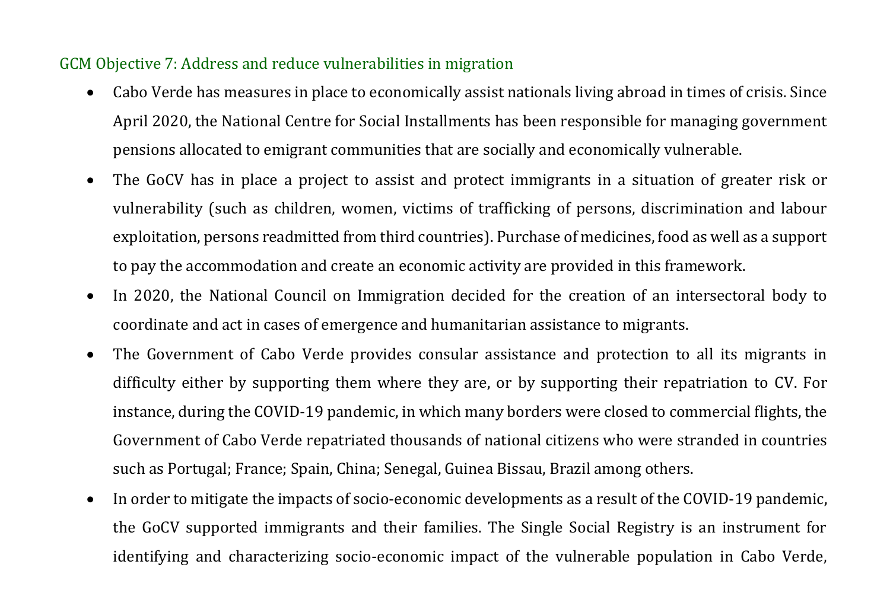### GCM Objective 7: Address and reduce vulnerabilities in migration

- Cabo Verde has measures in place to economically assist nationals living abroad in times of crisis. Since April 2020, the National Centre for Social Installments has been responsible for managing government pensions allocated to emigrant communities that are socially and economically vulnerable.
- The GoCV has in place a project to assist and protect immigrants in a situation of greater risk or vulnerability (such as children, women, victims of trafficking of persons, discrimination and labour exploitation, persons readmitted from third countries). Purchase of medicines, food as well as a support to pay the accommodation and create an economic activity are provided in this framework.
- In 2020, the National Council on Immigration decided for the creation of an intersectoral body to coordinate and act in cases of emergence and humanitarian assistance to migrants.
- The Government of Cabo Verde provides consular assistance and protection to all its migrants in difficulty either by supporting them where they are, or by supporting their repatriation to CV. For instance, during the COVID-19 pandemic, in which many borders were closed to commercial flights, the Government of Cabo Verde repatriated thousands of national citizens who were stranded in countries such as Portugal; France; Spain, China; Senegal, Guinea Bissau, Brazil among others.
- In order to mitigate the impacts of socio-economic developments as a result of the COVID-19 pandemic, the GoCV supported immigrants and their families. The Single Social Registry is an instrument for identifying and characterizing socio-economic impact of the vulnerable population in Cabo Verde,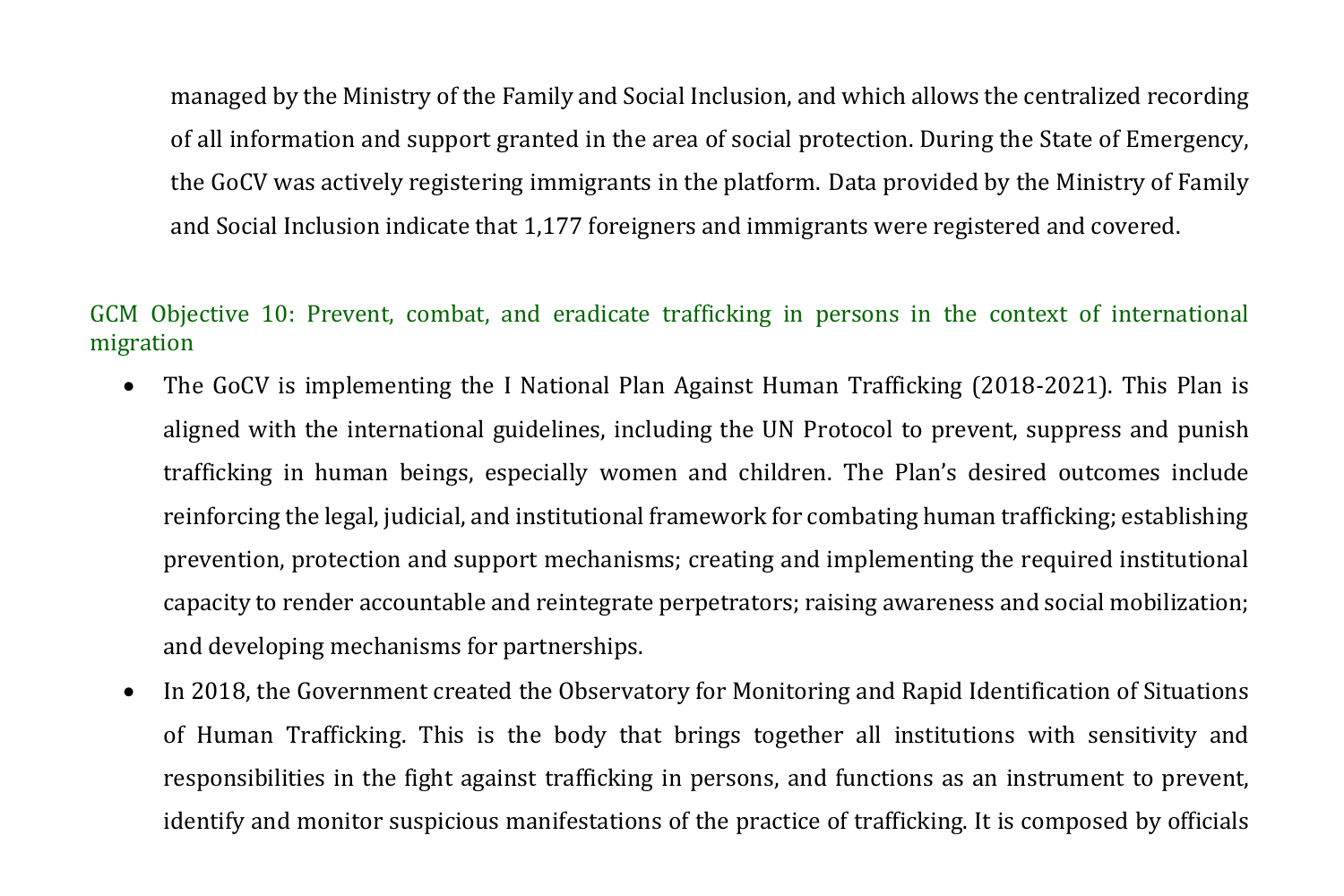managed by the Ministry of the Family and Social Inclusion, and which allows the centralized recording of all information and support granted in the area of social protection. During the State of Emergency, the GoCV was actively registering immigrants in the platform. Data provided by the Ministry of Family and Social Inclusion indicate that 1,177 foreigners and immigrants were registered and covered.

### GCM Objective 10: Prevent, combat, and eradicate trafficking in persons in the context of international migration

- The GoCV is implementing the I National Plan Against Human Trafficking (2018-2021). This Plan is aligned with the international guidelines, including the UN Protocol to prevent, suppress and punish trafficking in human beings, especially women and children. The Plan's desired outcomes include reinforcing the legal, judicial, and institutional framework for combating human trafficking; establishing prevention, protection and support mechanisms; creating and implementing the required institutional capacity to render accountable and reintegrate perpetrators; raising awareness and social mobilization; and developing mechanisms for partnerships.
- In 2018, the Government created the Observatory for Monitoring and Rapid Identification of Situations of Human Trafficking. This is the body that brings together all institutions with sensitivity and responsibilities in the fight against trafficking in persons, and functions as an instrument to prevent, identify and monitor suspicious manifestations of the practice of trafficking. It is composed by officials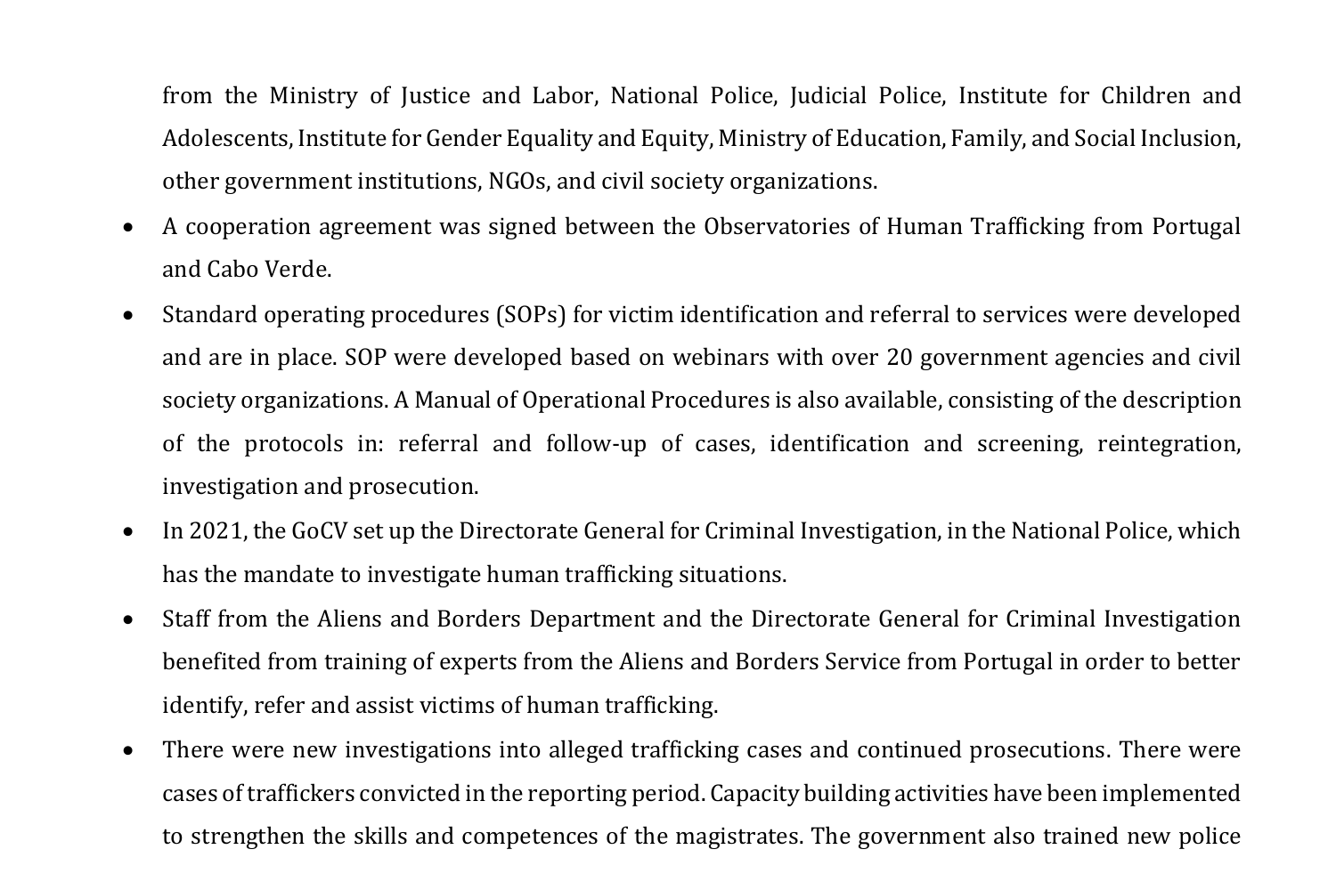from the Ministry of Justice and Labor, National Police, Judicial Police, Institute for Children and Adolescents, Institute for Gender Equality and Equity, Ministry of Education, Family, and Social Inclusion, other government institutions, NGOs, and civil society organizations.

- A cooperation agreement was signed between the Observatories of Human Trafficking from Portugal and Cabo Verde.
- Standard operating procedures (SOPs) for victim identification and referral to services were developed and are in place. SOP were developed based on webinars with over 20 government agencies and civil society organizations. A Manual of Operational Procedures is also available, consisting of the description of the protocols in: referral and follow-up of cases, identification and screening, reintegration, investigation and prosecution.
- In 2021, the GoCV set up the Directorate General for Criminal Investigation, in the National Police, which has the mandate to investigate human trafficking situations.
- Staff from the Aliens and Borders Department and the Directorate General for Criminal Investigation benefited from training of experts from the Aliens and Borders Service from Portugal in order to better identify, refer and assist victims of human trafficking.
- There were new investigations into alleged trafficking cases and continued prosecutions. There were cases of traffickers convicted in the reporting period. Capacity building activities have been implemented to strengthen the skills and competences of the magistrates. The government also trained new police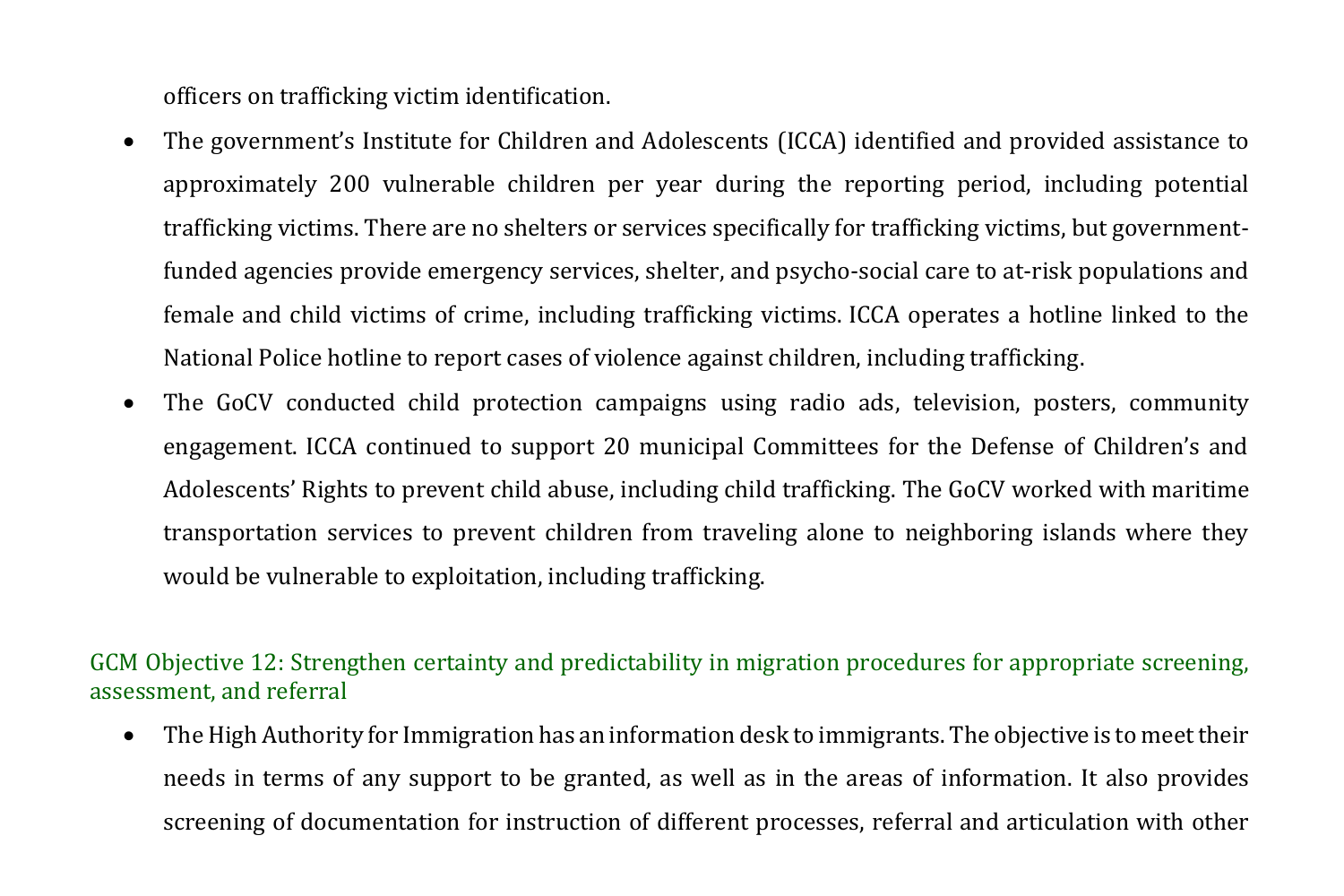officers on trafficking victim identification.

- The government's Institute for Children and Adolescents (ICCA) identified and provided assistance to approximately 200 vulnerable children per year during the reporting period, including potential trafficking victims. There are no shelters or services specifically for trafficking victims, but government-funded agencies provide emergency services, shelter, and psycho-social care to at-risk populations and female and child victims of crime, including trafficking victims. ICCA operates a hotline linked to the National Police hotline to report cases of violence against children, including trafficking.
- The GoCV conducted child protection campaigns using radio ads, television, posters, community engagement. ICCA continued to support 20 municipal Committees for the Defense of Children's and Adolescents' Rights to prevent child abuse, including child trafficking. The GoCV worked with maritime transportation services to prevent children from traveling alone to neighboring islands where they would be vulnerable to exploitation, including trafficking.

## GCM Objective 12: Strengthen certainty and predictability in migration procedures for appropriate screening, assessment, and referral

- The High Authority for Immigration has an information desk to immigrants. The objective is to meet their needs in terms of any support to be granted, as well as in the areas of information. It also provides screening of documentation for instruction of different processes, referral and articulation with other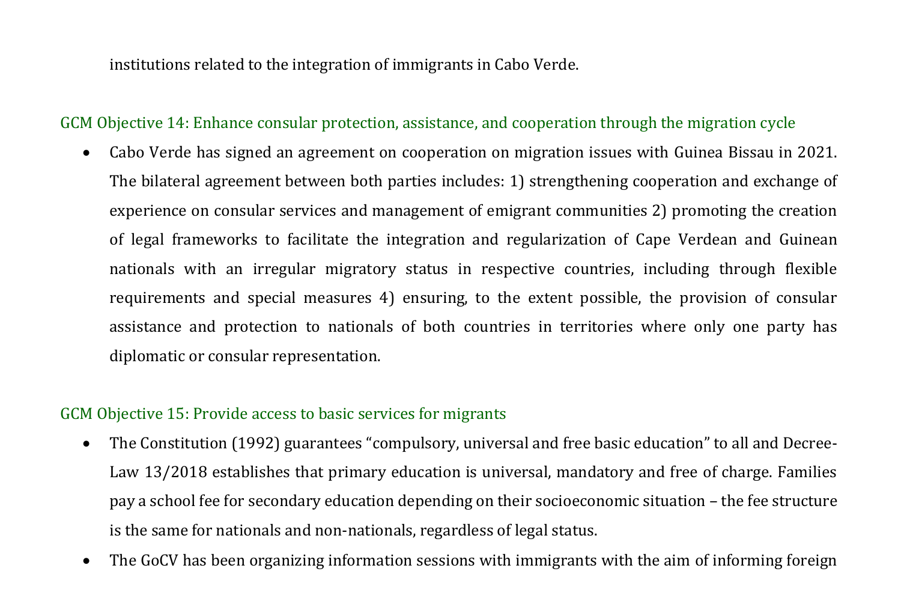institutions related to the integration of immigrants in Cabo Verde.

### GCM Objective 14: Enhance consular protection, assistance, and cooperation through the migration cycle

- Cabo Verde has signed an agreement on cooperation on migration issues with Guinea Bissau in 2021. The bilateral agreement between both parties includes: 1) strengthening cooperation and exchange of experience on consular services and management of emigrant communities 2) promoting the creation of legal frameworks to facilitate the integration and regularization of Cape Verdean and Guinean nationals with an irregular migratory status in respective countries, including through flexible requirements and special measures 4) ensuring, to the extent possible, the provision of consular assistance and protection to nationals of both countries in territories where only one party has diplomatic or consular representation.

### GCM Objective 15: Provide access to basic services for migrants

- The Constitution (1992) guarantees "compulsory, universal and free basic education" to all and Decree-Law 13/2018 establishes that primary education is universal, mandatory and free of charge. Families pay a school fee for secondary education depending on their socioeconomic situation – the fee structure is the same for nationals and non-nationals, regardless of legal status.
- The GoCV has been organizing information sessions with immigrants with the aim of informing foreign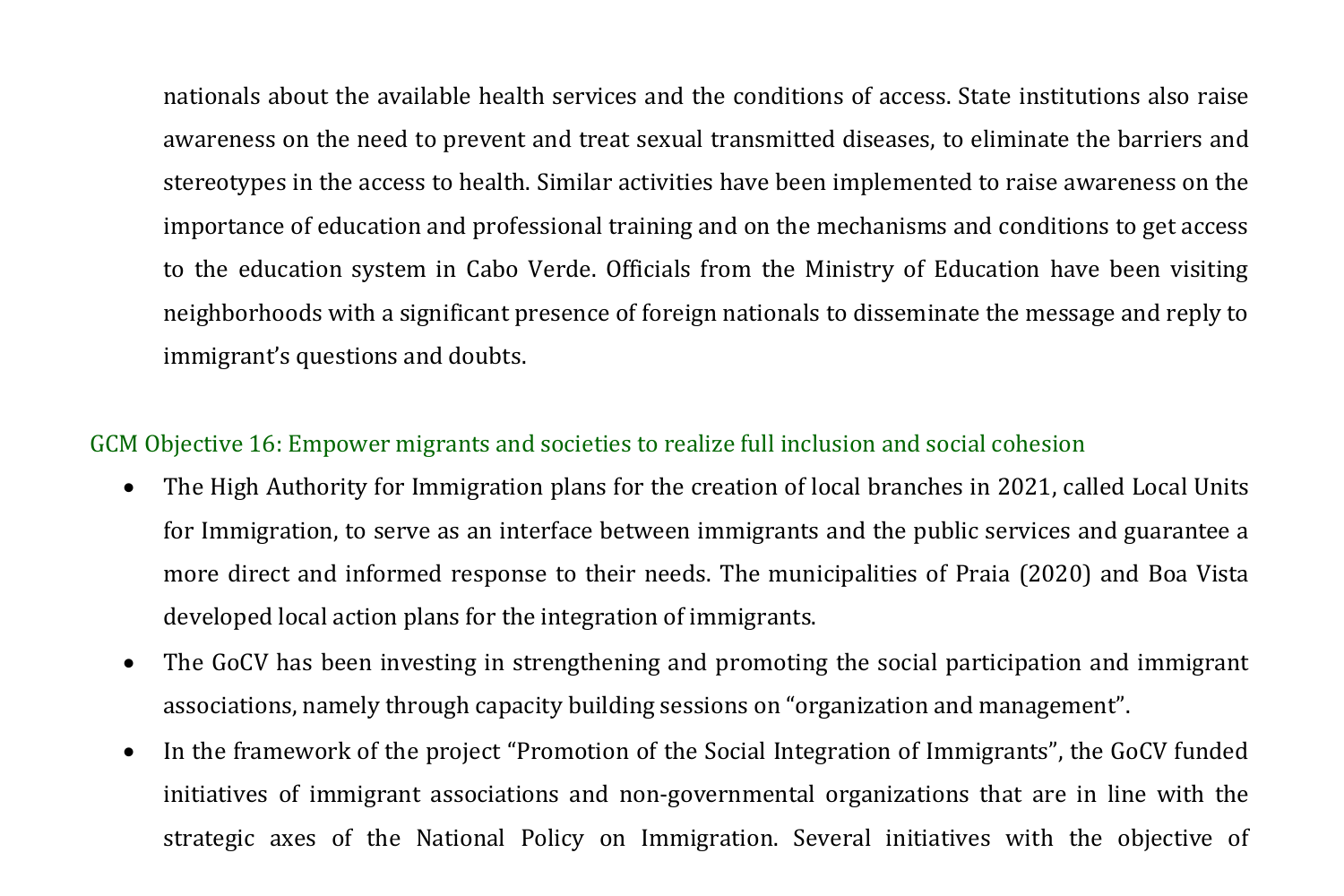nationals about the available health services and the conditions of access. State institutions also raise awareness on the need to prevent and treat sexual transmitted diseases, to eliminate the barriers and stereotypes in the access to health. Similar activities have been implemented to raise awareness on the importance of education and professional training and on the mechanisms and conditions to get access to the education system in Cabo Verde. Officials from the Ministry of Education have been visiting neighborhoods with a significant presence of foreign nationals to disseminate the message and reply to immigrant's questions and doubts.

### GCM Objective 16: Empower migrants and societies to realize full inclusion and social cohesion

- The High Authority for Immigration plans for the creation of local branches in 2021, called Local Units for Immigration, to serve as an interface between immigrants and the public services and guarantee a more direct and informed response to their needs. The municipalities of Praia (2020) and Boa Vista developed local action plans for the integration of immigrants.
- The GoCV has been investing in strengthening and promoting the social participation and immigrant associations, namely through capacity building sessions on "organization and management".
- In the framework of the project "Promotion of the Social Integration of Immigrants", the GoCV funded initiatives of immigrant associations and non-governmental organizations that are in line with the strategic axes of the National Policy on Immigration. Several initiatives with the objective of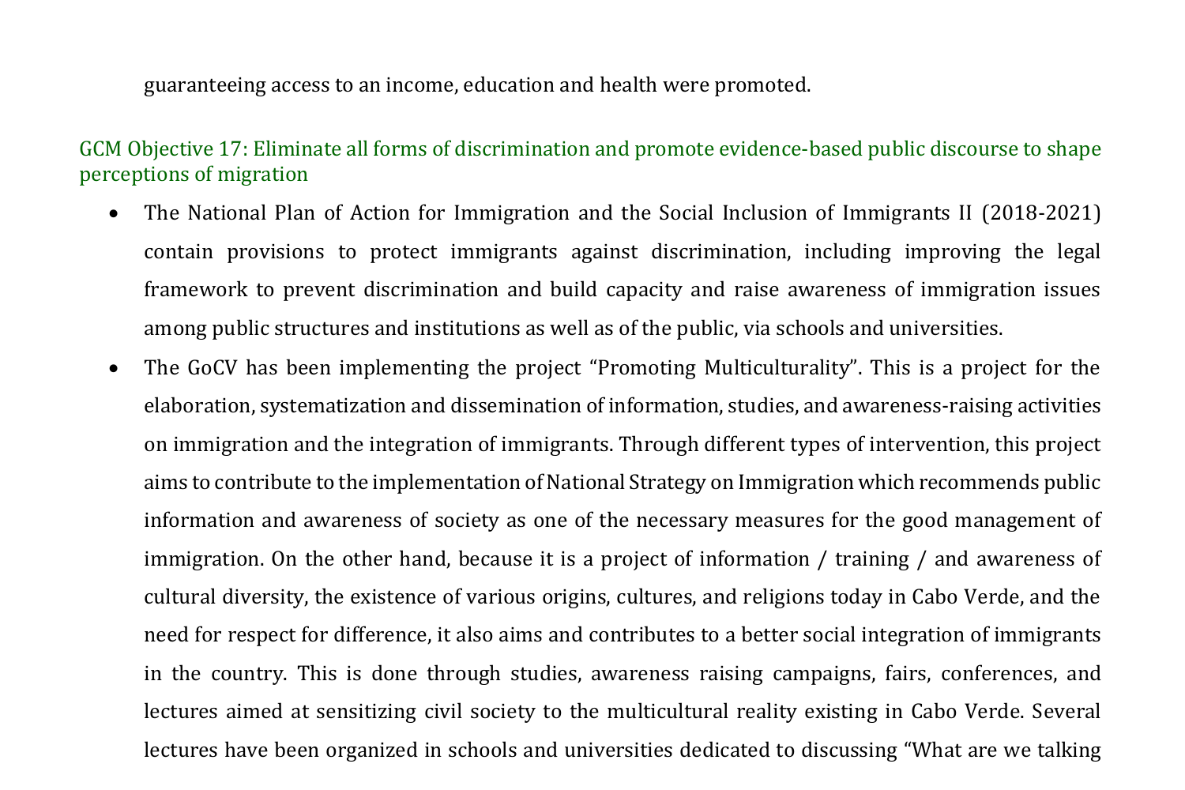guaranteeing access to an income, education and health were promoted.

### GCM Objective 17: Eliminate all forms of discrimination and promote evidence-based public discourse to shape perceptions of migration

- The National Plan of Action for Immigration and the Social Inclusion of Immigrants II (2018-2021) contain provisions to protect immigrants against discrimination, including improving the legal framework to prevent discrimination and build capacity and raise awareness of immigration issues among public structures and institutions as well as of the public, via schools and universities.
- The GoCV has been implementing the project "Promoting Multiculturality". This is a project for the elaboration, systematization and dissemination of information, studies, and awareness-raising activities on immigration and the integration of immigrants. Through different types of intervention, this project aims to contribute to the implementation of National Strategy on Immigration which recommends public information and awareness of society as one of the necessary measures for the good management of immigration. On the other hand, because it is a project of information / training / and awareness of cultural diversity, the existence of various origins, cultures, and religions today in Cabo Verde, and the need for respect for difference, it also aims and contributes to a better social integration of immigrants in the country. This is done through studies, awareness raising campaigns, fairs, conferences, and lectures aimed at sensitizing civil society to the multicultural reality existing in Cabo Verde. Several lectures have been organized in schools and universities dedicated to discussing "What are we talking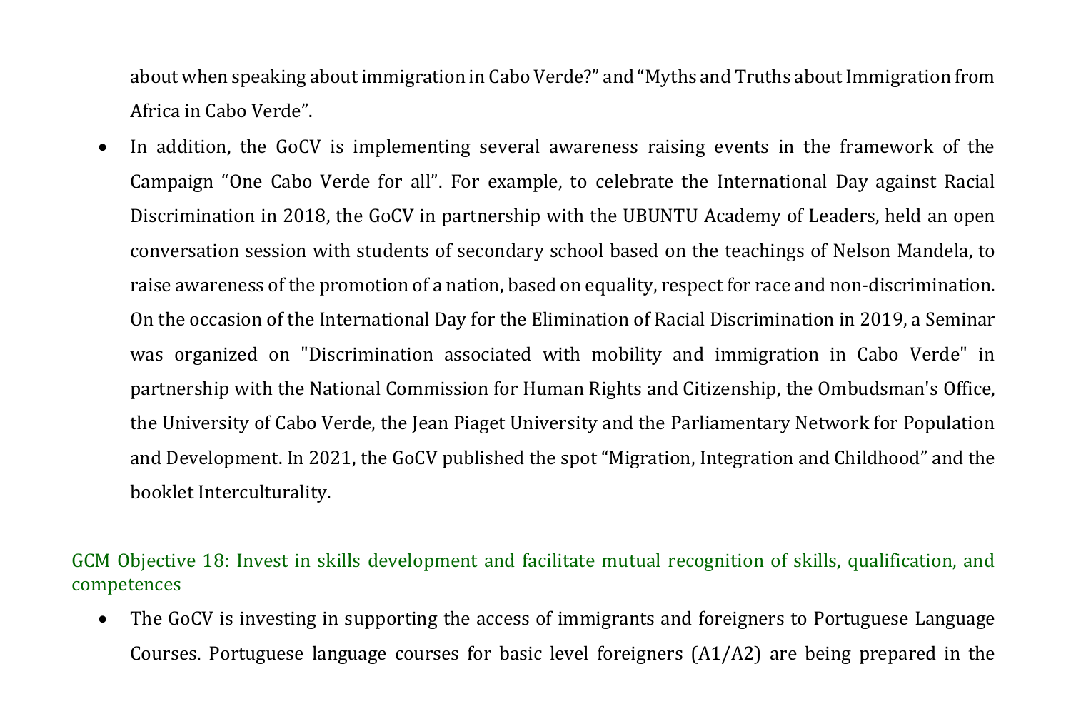about when speaking about immigration in Cabo Verde?" and "Myths and Truths about Immigration from Africa in Cabo Verde".

- In addition, the GoCV is implementing several awareness raising events in the framework of the Campaign "One Cabo Verde for all". For example, to celebrate the International Day against Racial Discrimination in 2018, the GoCV in partnership with the UBUNTU Academy of Leaders, held an open conversation session with students of secondary school based on the teachings of Nelson Mandela, to raise awareness of the promotion of a nation, based on equality, respect for race and non-discrimination. On the occasion of the International Day for the Elimination of Racial Discrimination in 2019, a Seminar was organized on "Discrimination associated with mobility and immigration in Cabo Verde" in partnership with the National Commission for Human Rights and Citizenship, the Ombudsman's Office, the University of Cabo Verde, the Jean Piaget University and the Parliamentary Network for Population and Development. In 2021, the GoCV published the spot "Migration, Integration and Childhood" and the booklet Interculturality.

### GCM Objective 18: Invest in skills development and facilitate mutual recognition of skills, qualification, and competences

- The GoCV is investing in supporting the access of immigrants and foreigners to Portuguese Language Courses. Portuguese language courses for basic level foreigners (A1/A2) are being prepared in the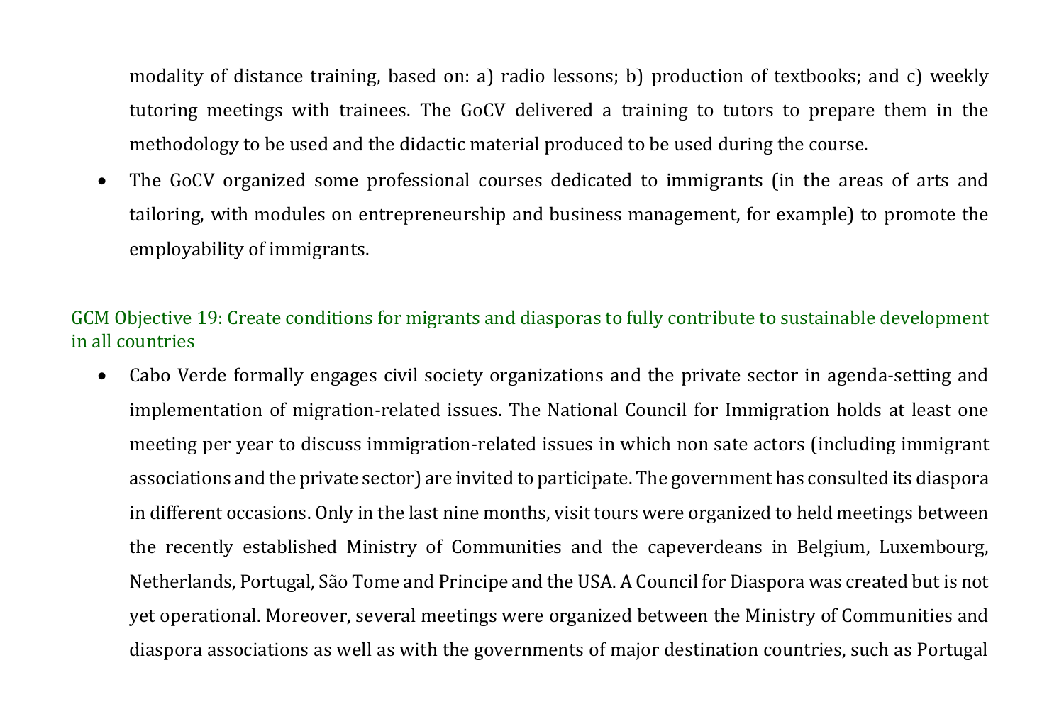modality of distance training, based on: a) radio lessons; b) production of textbooks; and c) weekly tutoring meetings with trainees. The GoCV delivered a training to tutors to prepare them in the methodology to be used and the didactic material produced to be used during the course.

- The GoCV organized some professional courses dedicated to immigrants (in the areas of arts and tailoring, with modules on entrepreneurship and business management, for example) to promote the employability of immigrants.

### GCM Objective 19: Create conditions for migrants and diasporas to fully contribute to sustainable development in all countries

- Cabo Verde formally engages civil society organizations and the private sector in agenda-setting and implementation of migration-related issues. The National Council for Immigration holds at least one meeting per year to discuss immigration-related issues in which non sate actors (including immigrant associations and the private sector) are invited to participate. The government has consulted its diaspora in different occasions. Only in the last nine months, visit tours were organized to held meetings between the recently established Ministry of Communities and the capeverdeans in Belgium, Luxembourg, Netherlands, Portugal, São Tome and Principe and the USA. A Council for Diaspora was created but is not yet operational. Moreover, several meetings were organized between the Ministry of Communities and diaspora associations as well as with the governments of major destination countries, such as Portugal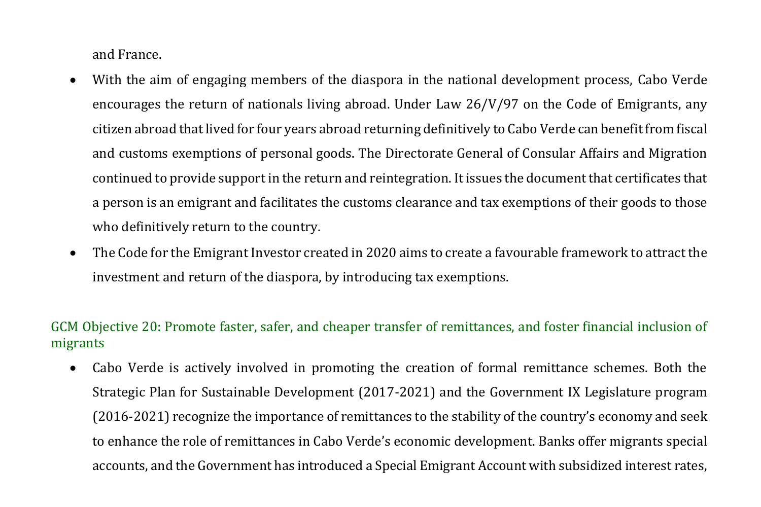and France.

- With the aim of engaging members of the diaspora in the national development process, Cabo Verde encourages the return of nationals living abroad. Under Law 26/V/97 on the Code of Emigrants, any citizen abroad that lived for four years abroad returning definitively to Cabo Verde can benefit from fiscal and customs exemptions of personal goods. The Directorate General of Consular Affairs and Migration continued to provide support in the return and reintegration. It issues the document that certificates that a person is an emigrant and facilitates the customs clearance and tax exemptions of their goods to those who definitively return to the country.
- The Code for the Emigrant Investor created in 2020 aims to create a favourable framework to attract the investment and return of the diaspora, by introducing tax exemptions.

### GCM Objective 20: Promote faster, safer, and cheaper transfer of remittances, and foster financial inclusion of migrants

- Cabo Verde is actively involved in promoting the creation of formal remittance schemes. Both the Strategic Plan for Sustainable Development (2017-2021) and the Government IX Legislature program (2016-2021) recognize the importance of remittances to the stability of the country's economy and seek to enhance the role of remittances in Cabo Verde's economic development. Banks offer migrants special accounts, and the Government has introduced a Special Emigrant Account with subsidized interest rates,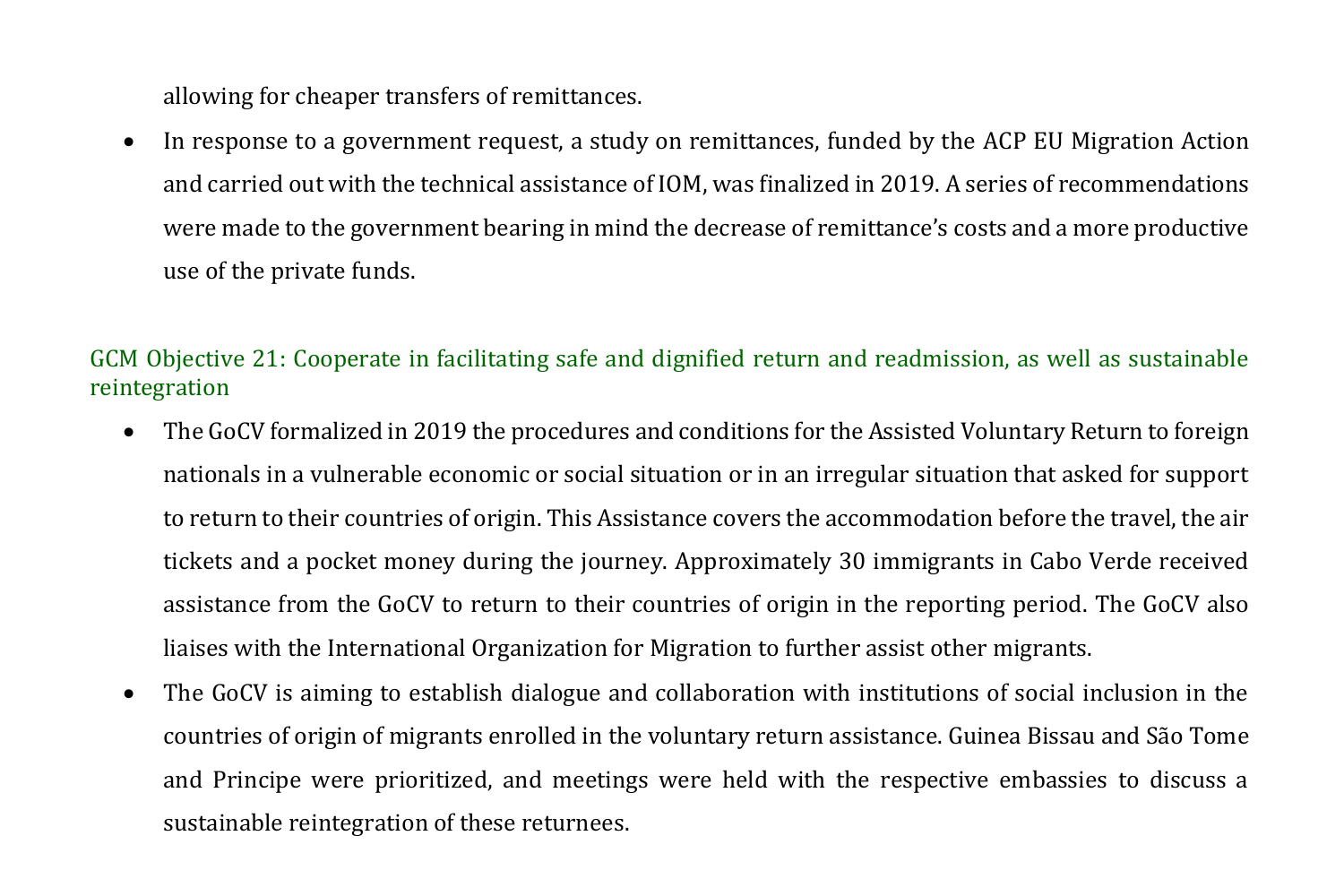allowing for cheaper transfers of remittances.

- In response to a government request, a study on remittances, funded by the ACP EU Migration Action and carried out with the technical assistance of IOM, was finalized in 2019. A series of recommendations were made to the government bearing in mind the decrease of remittance's costs and a more productive use of the private funds.

### GCM Objective 21: Cooperate in facilitating safe and dignified return and readmission, as well as sustainable reintegration

- The GoCV formalized in 2019 the procedures and conditions for the Assisted Voluntary Return to foreign nationals in a vulnerable economic or social situation or in an irregular situation that asked for support to return to their countries of origin. This Assistance covers the accommodation before the travel, the air tickets and a pocket money during the journey. Approximately 30 immigrants in Cabo Verde received assistance from the GoCV to return to their countries of origin in the reporting period. The GoCV also liaises with the International Organization for Migration to further assist other migrants.
- The GoCV is aiming to establish dialogue and collaboration with institutions of social inclusion in the countries of origin of migrants enrolled in the voluntary return assistance. Guinea Bissau and São Tome and Principe were prioritized, and meetings were held with the respective embassies to discuss a sustainable reintegration of these returnees.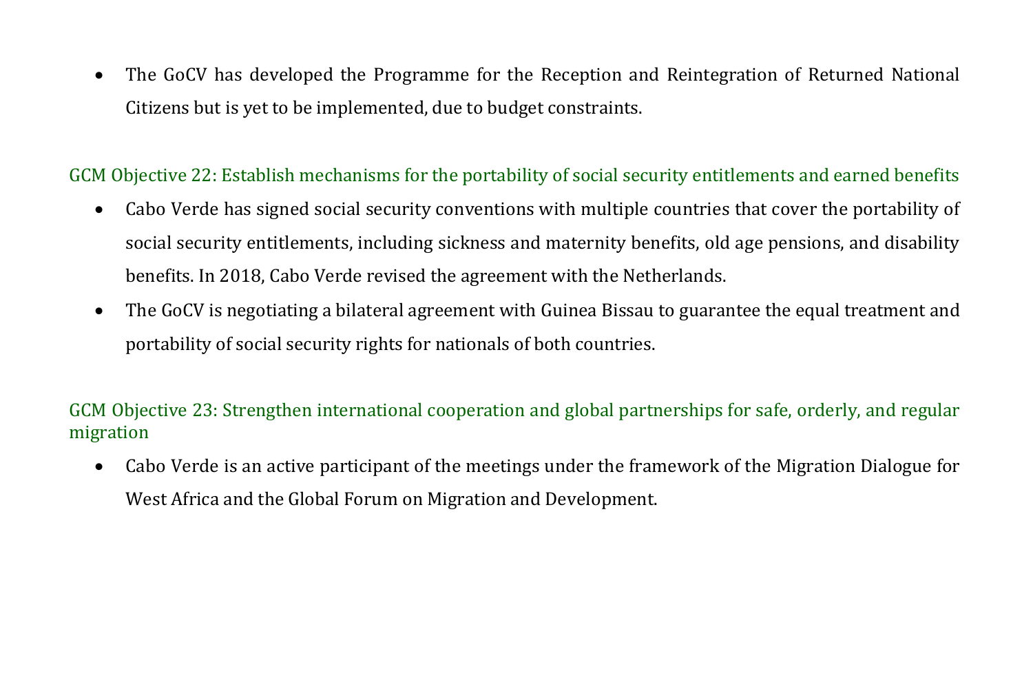- The GoCV has developed the Programme for the Reception and Reintegration of Returned National Citizens but is yet to be implemented, due to budget constraints.

### GCM Objective 22: Establish mechanisms for the portability of social security entitlements and earned benefits

- Cabo Verde has signed social security conventions with multiple countries that cover the portability of social security entitlements, including sickness and maternity benefits, old age pensions, and disability benefits. In 2018, Cabo Verde revised the agreement with the Netherlands.
- The GoCV is negotiating a bilateral agreement with Guinea Bissau to guarantee the equal treatment and portability of social security rights for nationals of both countries.

### GCM Objective 23: Strengthen international cooperation and global partnerships for safe, orderly, and regular migration

- Cabo Verde is an active participant of the meetings under the framework of the Migration Dialogue for West Africa and the Global Forum on Migration and Development.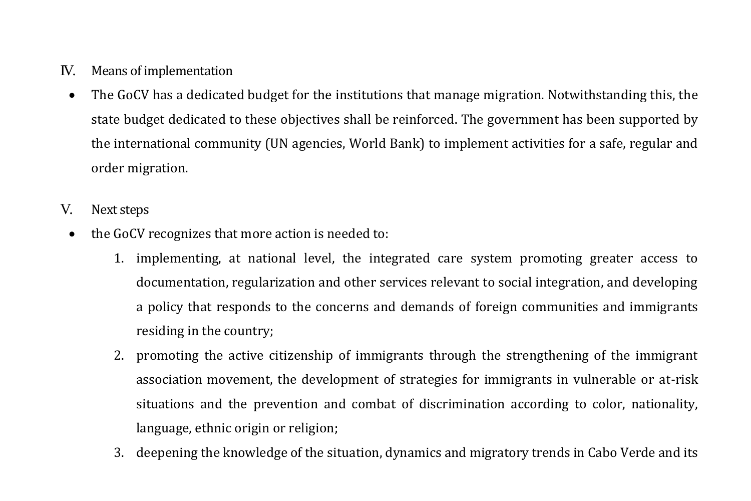## IV. Means of implementation

- The GoCV has a dedicated budget for the institutions that manage migration. Notwithstanding this, the state budget dedicated to these objectives shall be reinforced. The government has been supported by the international community (UN agencies, World Bank) to implement activities for a safe, regular and order migration.

## V. Next steps

- the GoCV recognizes that more action is needed to:
  1. implementing, at national level, the integrated care system promoting greater access to documentation, regularization and other services relevant to social integration, and developing a policy that responds to the concerns and demands of foreign communities and immigrants residing in the country;
  2. promoting the active citizenship of immigrants through the strengthening of the immigrant association movement, the development of strategies for immigrants in vulnerable or at-risk situations and the prevention and combat of discrimination according to color, nationality, language, ethnic origin or religion;
  3. deepening the knowledge of the situation, dynamics and migratory trends in Cabo Verde and its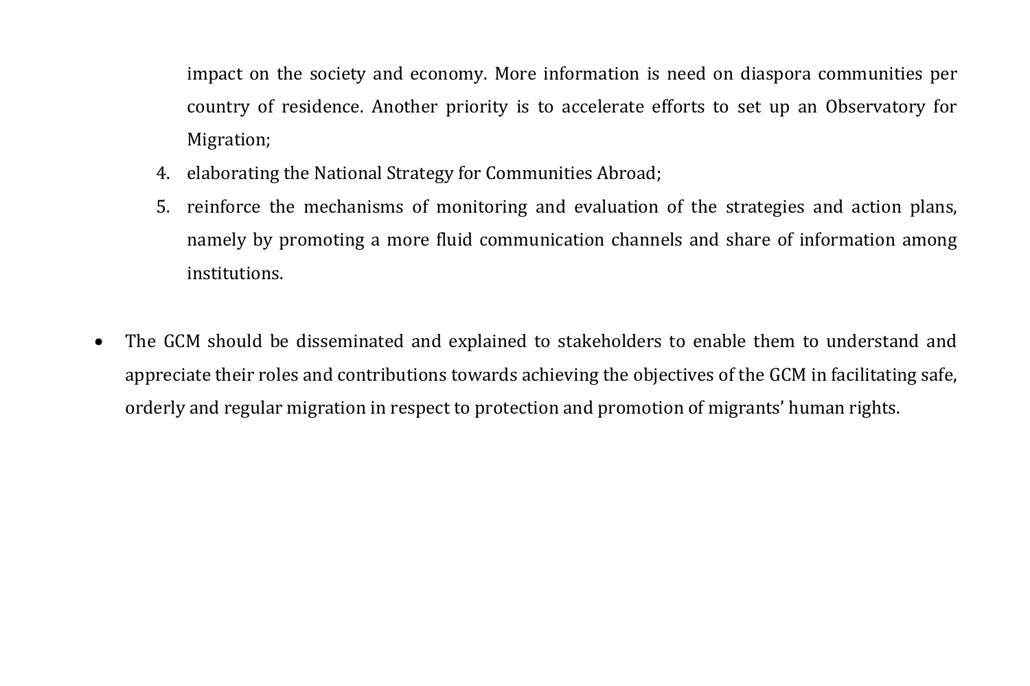impact on the society and economy. More information is need on diaspora communities per country of residence. Another priority is to accelerate efforts to set up an Observatory for Migration;

4. elaborating the National Strategy for Communities Abroad;
5. reinforce the mechanisms of monitoring and evaluation of the strategies and action plans, namely by promoting a more fluid communication channels and share of information among institutions.

- The GCM should be disseminated and explained to stakeholders to enable them to understand and appreciate their roles and contributions towards achieving the objectives of the GCM in facilitating safe, orderly and regular migration in respect to protection and promotion of migrants' human rights.